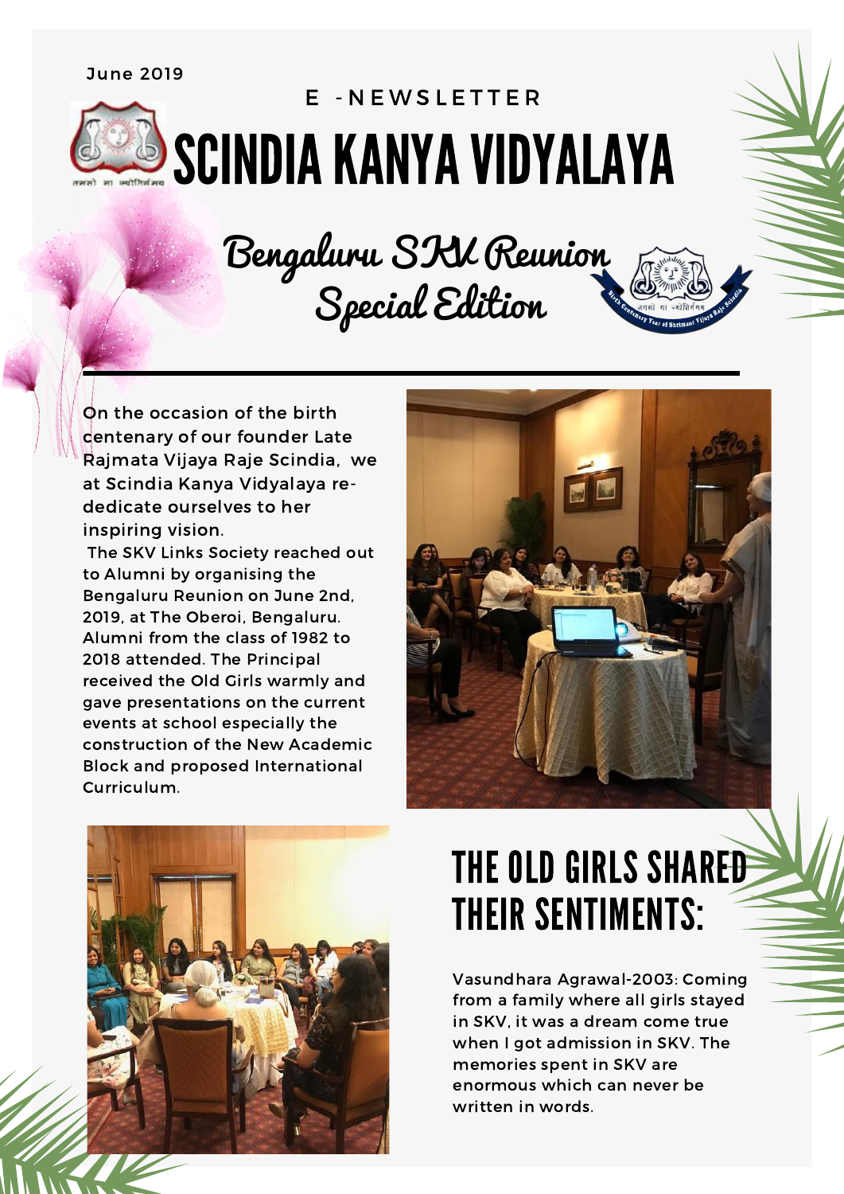June 2019

E -NEWSLETTER

# SCINDIA KANYA VIDYALAYA

## Bengaluru SKV Reunion Special Edition

On the occasion of the birth centenary of our founder Late Rajmata Vijaya Raje Scindia, we at Scindia Kanya Vidyalaya re-dedicate ourselves to her inspiring vision.

The SKV Links Society reached out to Alumni by organising the Bengaluru Reunion on June 2nd, 2019, at The Oberoi, Bengaluru. Alumni from the class of 1982 to 2018 attended. The Principal received the Old Girls warmly and gave presentations on the current events at school especially the construction of the New Academic Block and proposed International Curriculum.

## THE OLD GIRLS SHARED THEIR SENTIMENTS:

Vasundhara Agrawal-2003: Coming from a family where all girls stayed in SKV, it was a dream come true when I got admission in SKV. The memories spent in SKV are enormous which can never be written in words.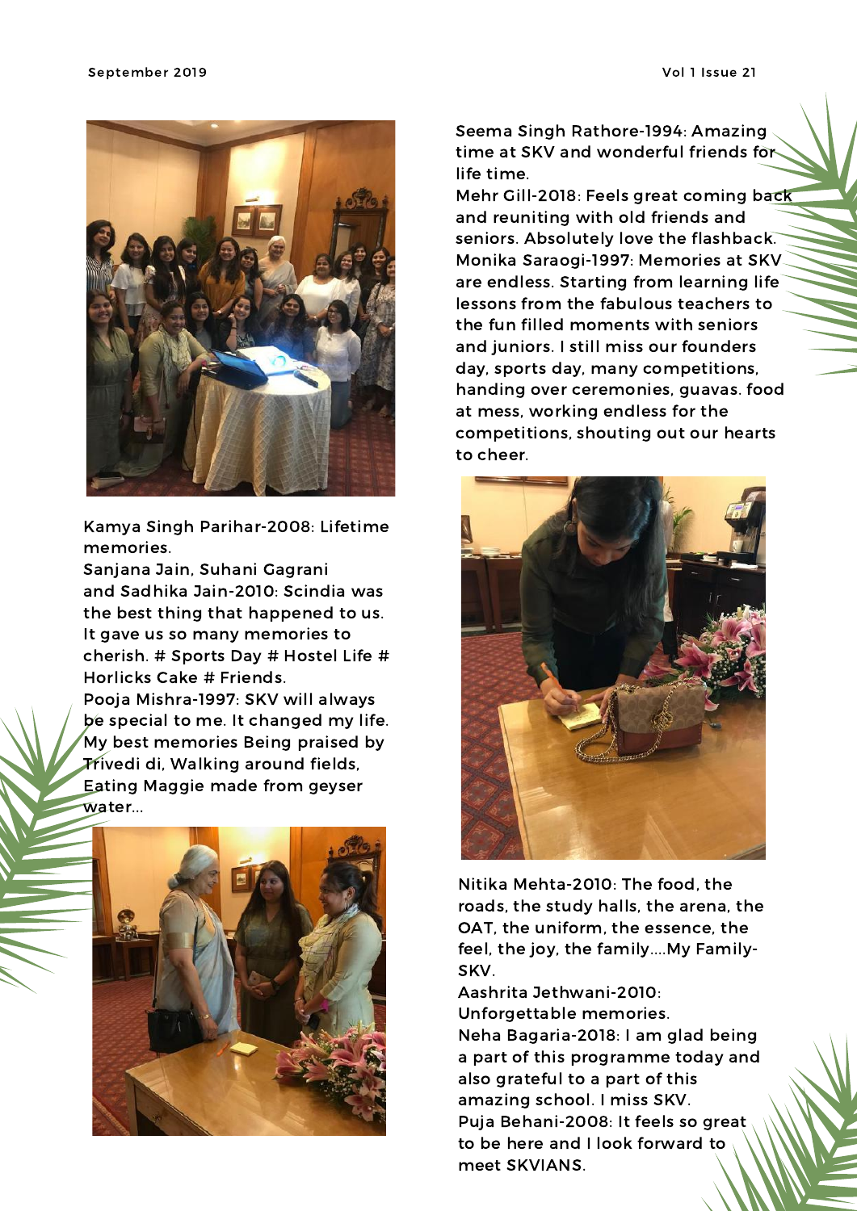Kamya Singh Parihar-2008: Lifetime memories.

Sanjana Jain, Suhani Gagrani and Sadhika Jain-2010: Scindia was the best thing that happened to us. It gave us so many memories to cherish. # Sports Day # Hostel Life # Horlicks Cake # Friends.

Pooja Mishra-1997: SKV will always be special to me. It changed my life. My best memories Being praised by Trivedi di, Walking around fields, Eating Maggie made from geyser water...

Seema Singh Rathore-1994: Amazing time at SKV and wonderful friends for life time.

Mehr Gill-2018: Feels great coming back and reuniting with old friends and seniors. Absolutely love the flashback.

Monika Saraogi-1997: Memories at SKV are endless. Starting from learning life lessons from the fabulous teachers to the fun filled moments with seniors and juniors. I still miss our founders day, sports day, many competitions, handing over ceremonies, guavas. food at mess, working endless for the competitions, shouting out our hearts to cheer.

Nitika Mehta-2010: The food, the roads, the study halls, the arena, the OAT, the uniform, the essence, the feel, the joy, the family....My Family-SKV.

Aashrita Jethwani-2010: Unforgettable memories.

Neha Bagaria-2018: I am glad being a part of this programme today and also grateful to a part of this amazing school. I miss SKV.

Puja Behani-2008: It feels so great to be here and I look forward to meet SKVIANS.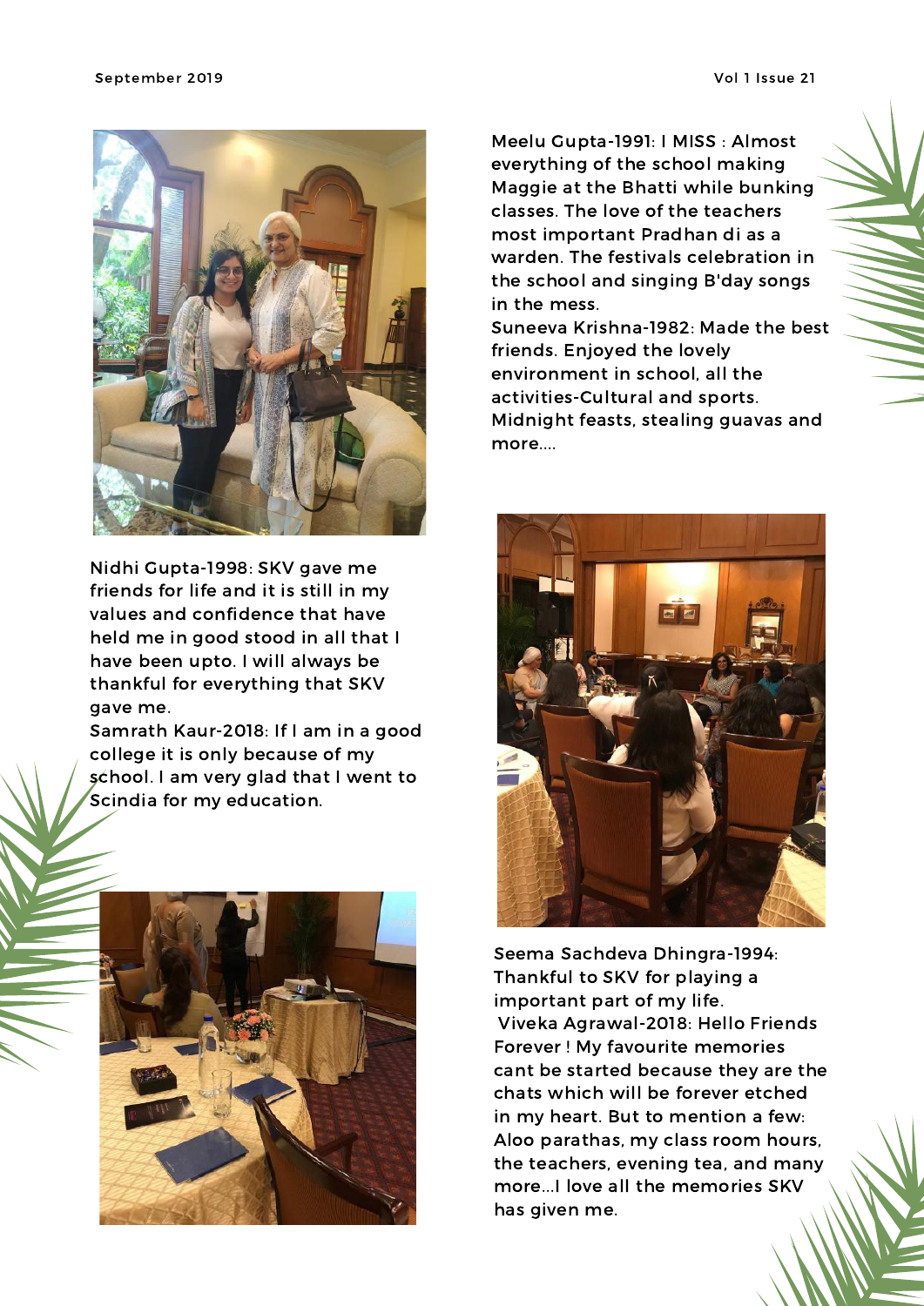Nidhi Gupta-1998: SKV gave me friends for life and it is still in my values and confidence that have held me in good stood in all that I have been upto. I will always be thankful for everything that SKV gave me.
Samrath Kaur-2018: If I am in a good college it is only because of my school. I am very glad that I went to Scindia for my education.

Meelu Gupta-1991: I MISS : Almost everything of the school making Maggie at the Bhatti while bunking classes. The love of the teachers most important Pradhan di as a warden. The festivals celebration in the school and singing B'day songs in the mess.
Suneeva Krishna-1982: Made the best friends. Enjoyed the lovely environment in school, all the activities-Cultural and sports. Midnight feasts, stealing guavas and more....

Seema Sachdeva Dhingra-1994: Thankful to SKV for playing a important part of my life.
Viveka Agrawal-2018: Hello Friends Forever ! My favourite memories cant be started because they are the chats which will be forever etched in my heart. But to mention a few: Aloo parathas, my class room hours, the teachers, evening tea, and many more...I love all the memories SKV has given me.